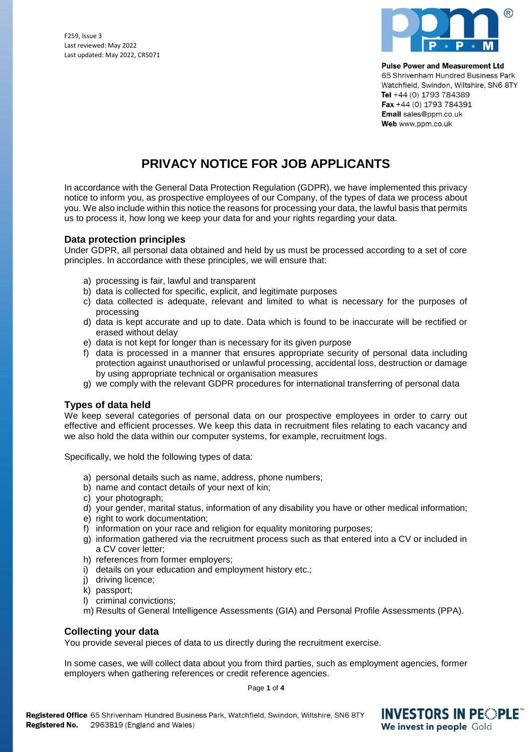F259, Issue 3
Last reviewed: May 2022
Last updated: May 2022, CR5071

**Pulse Power and Measurement Ltd**
65 Shrivenham Hundred Business Park
Watchfield, Swindon, Wiltshire, SN6 8TY
**Tel** +44 (0) 1793 784389
**Fax** +44 (0) 1793 784391
**Email** sales@ppm.co.uk
**Web** www.ppm.co.uk

# PRIVACY NOTICE FOR JOB APPLICANTS

In accordance with the General Data Protection Regulation (GDPR), we have implemented this privacy notice to inform you, as prospective employees of our Company, of the types of data we process about you. We also include within this notice the reasons for processing your data, the lawful basis that permits us to process it, how long we keep your data for and your rights regarding your data.

## Data protection principles

Under GDPR, all personal data obtained and held by us must be processed according to a set of core principles. In accordance with these principles, we will ensure that:

a) processing is fair, lawful and transparent
b) data is collected for specific, explicit, and legitimate purposes
c) data collected is adequate, relevant and limited to what is necessary for the purposes of processing
d) data is kept accurate and up to date. Data which is found to be inaccurate will be rectified or erased without delay
e) data is not kept for longer than is necessary for its given purpose
f) data is processed in a manner that ensures appropriate security of personal data including protection against unauthorised or unlawful processing, accidental loss, destruction or damage by using appropriate technical or organisation measures
g) we comply with the relevant GDPR procedures for international transferring of personal data

## Types of data held

We keep several categories of personal data on our prospective employees in order to carry out effective and efficient processes. We keep this data in recruitment files relating to each vacancy and we also hold the data within our computer systems, for example, recruitment logs.

Specifically, we hold the following types of data:

a) personal details such as name, address, phone numbers;
b) name and contact details of your next of kin;
c) your photograph;
d) your gender, marital status, information of any disability you have or other medical information;
e) right to work documentation;
f) information on your race and religion for equality monitoring purposes;
g) information gathered via the recruitment process such as that entered into a CV or included in a CV cover letter;
h) references from former employers;
i) details on your education and employment history etc.;
j) driving licence;
k) passport;
l) criminal convictions;
m) Results of General Intelligence Assessments (GIA) and Personal Profile Assessments (PPA).

## Collecting your data

You provide several pieces of data to us directly during the recruitment exercise.

In some cases, we will collect data about you from third parties, such as employment agencies, former employers when gathering references or credit reference agencies.

**Registered Office** 65 Shrivenham Hundred Business Park, Watchfield, Swindon, Wiltshire, SN6 8TY
**Registered No.** 2963819 (England and Wales)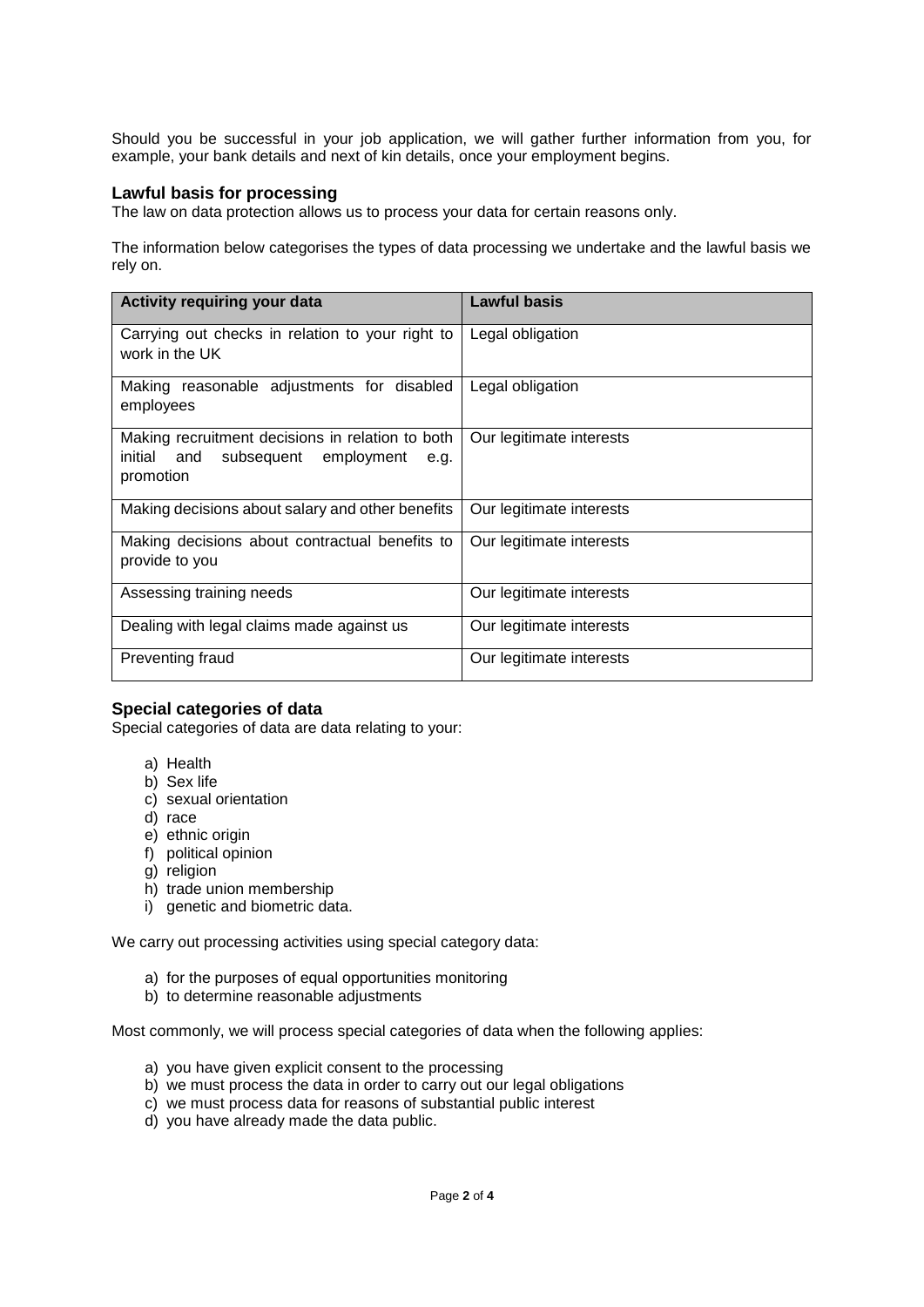Should you be successful in your job application, we will gather further information from you, for example, your bank details and next of kin details, once your employment begins.

### Lawful basis for processing

The law on data protection allows us to process your data for certain reasons only.

The information below categorises the types of data processing we undertake and the lawful basis we rely on.

| Activity requiring your data | Lawful basis |
|---|---|
| Carrying out checks in relation to your right to work in the UK | Legal obligation |
| Making reasonable adjustments for disabled employees | Legal obligation |
| Making recruitment decisions in relation to both initial and subsequent employment e.g. promotion | Our legitimate interests |
| Making decisions about salary and other benefits | Our legitimate interests |
| Making decisions about contractual benefits to provide to you | Our legitimate interests |
| Assessing training needs | Our legitimate interests |
| Dealing with legal claims made against us | Our legitimate interests |
| Preventing fraud | Our legitimate interests |

### Special categories of data

Special categories of data are data relating to your:

a) Health
b) Sex life
c) sexual orientation
d) race
e) ethnic origin
f) political opinion
g) religion
h) trade union membership
i) genetic and biometric data.

We carry out processing activities using special category data:

a) for the purposes of equal opportunities monitoring
b) to determine reasonable adjustments

Most commonly, we will process special categories of data when the following applies:

a) you have given explicit consent to the processing
b) we must process the data in order to carry out our legal obligations
c) we must process data for reasons of substantial public interest
d) you have already made the data public.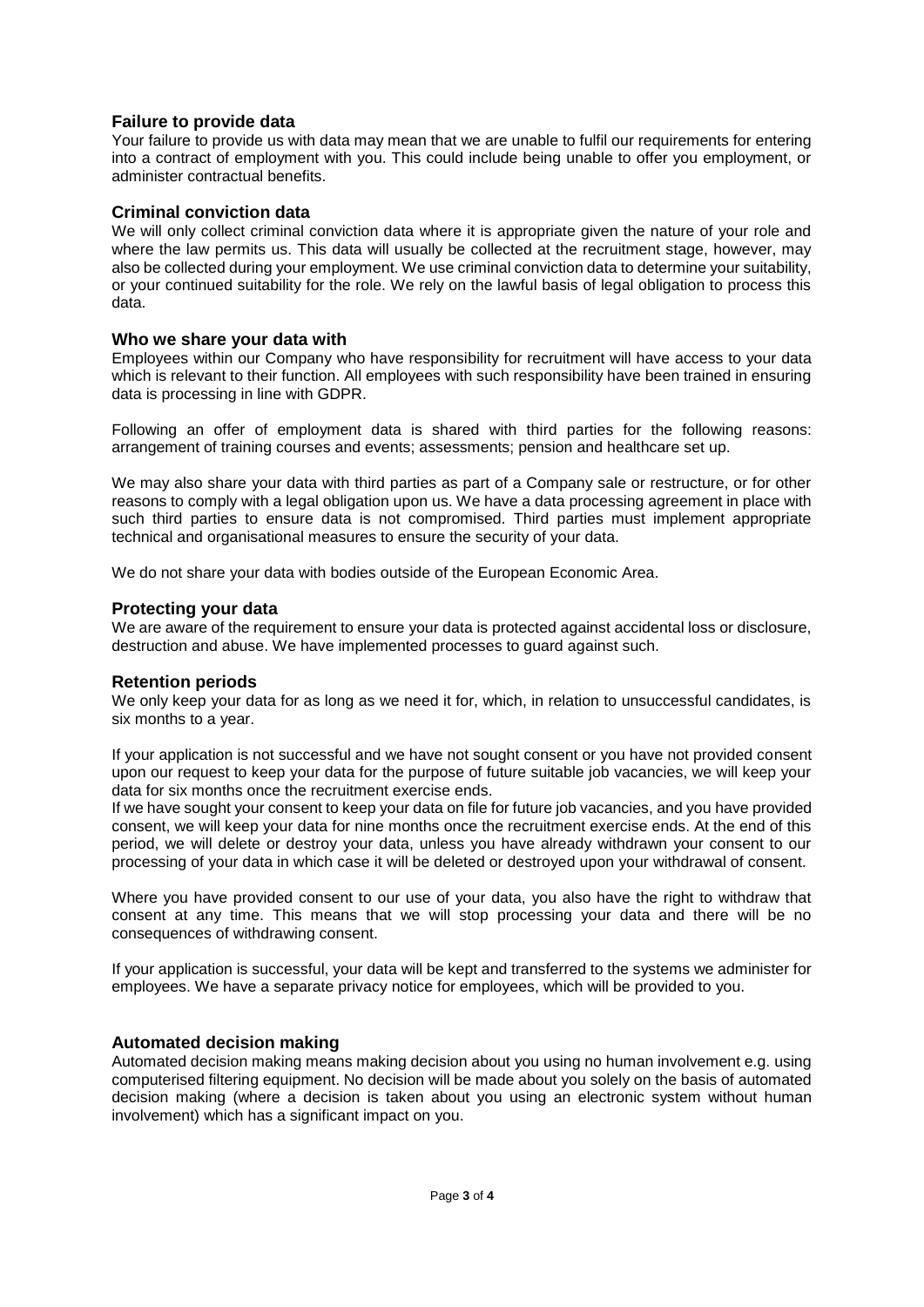## Failure to provide data

Your failure to provide us with data may mean that we are unable to fulfil our requirements for entering into a contract of employment with you. This could include being unable to offer you employment, or administer contractual benefits.

## Criminal conviction data

We will only collect criminal conviction data where it is appropriate given the nature of your role and where the law permits us. This data will usually be collected at the recruitment stage, however, may also be collected during your employment. We use criminal conviction data to determine your suitability, or your continued suitability for the role. We rely on the lawful basis of legal obligation to process this data.

## Who we share your data with

Employees within our Company who have responsibility for recruitment will have access to your data which is relevant to their function. All employees with such responsibility have been trained in ensuring data is processing in line with GDPR.

Following an offer of employment data is shared with third parties for the following reasons: arrangement of training courses and events; assessments; pension and healthcare set up.

We may also share your data with third parties as part of a Company sale or restructure, or for other reasons to comply with a legal obligation upon us. We have a data processing agreement in place with such third parties to ensure data is not compromised. Third parties must implement appropriate technical and organisational measures to ensure the security of your data.

We do not share your data with bodies outside of the European Economic Area.

## Protecting your data

We are aware of the requirement to ensure your data is protected against accidental loss or disclosure, destruction and abuse. We have implemented processes to guard against such.

## Retention periods

We only keep your data for as long as we need it for, which, in relation to unsuccessful candidates, is six months to a year.

If your application is not successful and we have not sought consent or you have not provided consent upon our request to keep your data for the purpose of future suitable job vacancies, we will keep your data for six months once the recruitment exercise ends.

If we have sought your consent to keep your data on file for future job vacancies, and you have provided consent, we will keep your data for nine months once the recruitment exercise ends. At the end of this period, we will delete or destroy your data, unless you have already withdrawn your consent to our processing of your data in which case it will be deleted or destroyed upon your withdrawal of consent.

Where you have provided consent to our use of your data, you also have the right to withdraw that consent at any time. This means that we will stop processing your data and there will be no consequences of withdrawing consent.

If your application is successful, your data will be kept and transferred to the systems we administer for employees. We have a separate privacy notice for employees, which will be provided to you.

## Automated decision making

Automated decision making means making decision about you using no human involvement e.g. using computerised filtering equipment. No decision will be made about you solely on the basis of automated decision making (where a decision is taken about you using an electronic system without human involvement) which has a significant impact on you.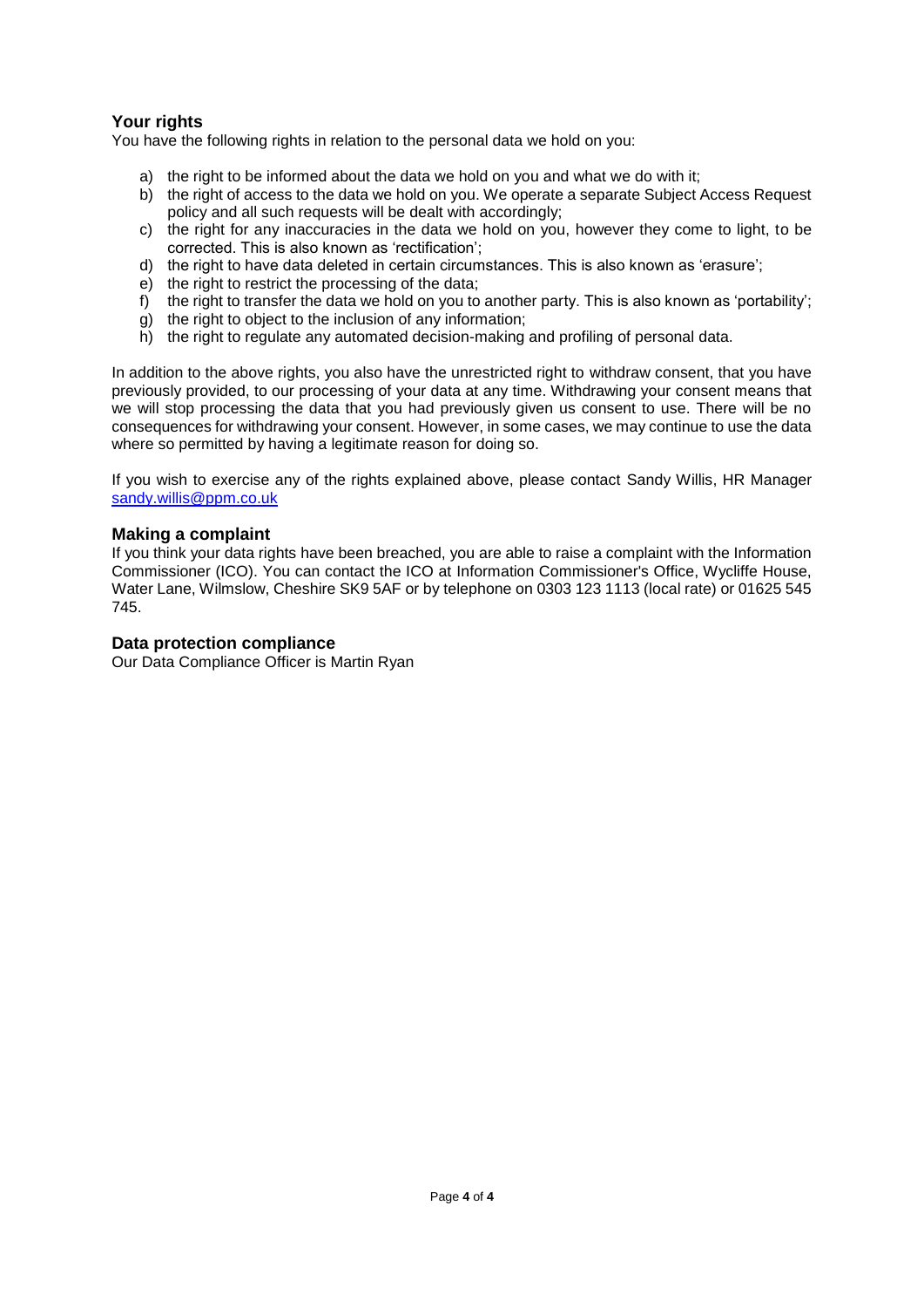## Your rights

You have the following rights in relation to the personal data we hold on you:

a) the right to be informed about the data we hold on you and what we do with it;
b) the right of access to the data we hold on you. We operate a separate Subject Access Request policy and all such requests will be dealt with accordingly;
c) the right for any inaccuracies in the data we hold on you, however they come to light, to be corrected. This is also known as 'rectification';
d) the right to have data deleted in certain circumstances. This is also known as 'erasure';
e) the right to restrict the processing of the data;
f) the right to transfer the data we hold on you to another party. This is also known as 'portability';
g) the right to object to the inclusion of any information;
h) the right to regulate any automated decision-making and profiling of personal data.

In addition to the above rights, you also have the unrestricted right to withdraw consent, that you have previously provided, to our processing of your data at any time. Withdrawing your consent means that we will stop processing the data that you had previously given us consent to use. There will be no consequences for withdrawing your consent. However, in some cases, we may continue to use the data where so permitted by having a legitimate reason for doing so.

If you wish to exercise any of the rights explained above, please contact Sandy Willis, HR Manager [sandy.willis@ppm.co.uk](mailto:sandy.willis@ppm.co.uk)

## Making a complaint

If you think your data rights have been breached, you are able to raise a complaint with the Information Commissioner (ICO). You can contact the ICO at Information Commissioner's Office, Wycliffe House, Water Lane, Wilmslow, Cheshire SK9 5AF or by telephone on 0303 123 1113 (local rate) or 01625 545 745.

## Data protection compliance

Our Data Compliance Officer is Martin Ryan